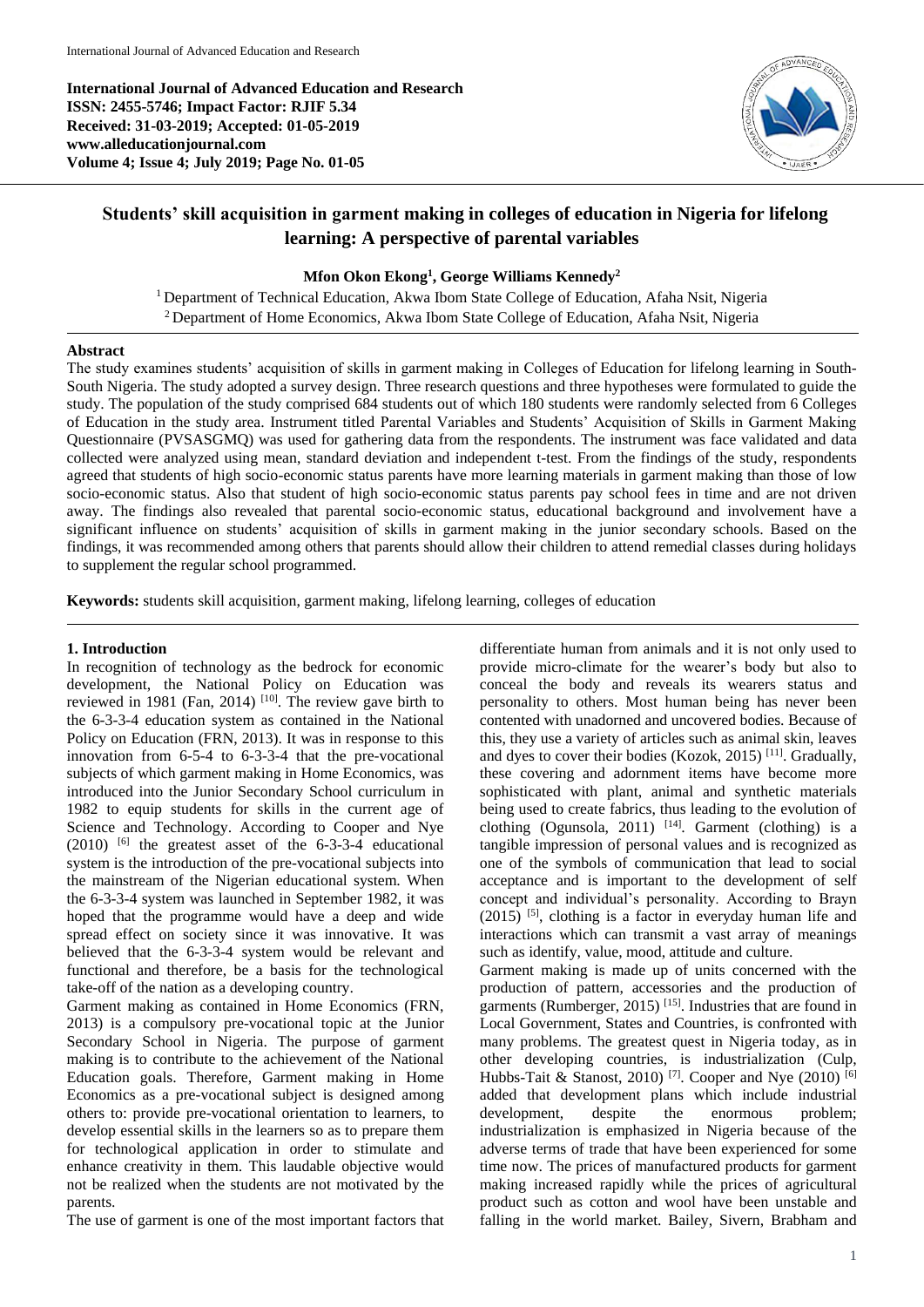# Students' skill acquisition in garment making in colleges of education in Nigeria for lifelong learning: A perspective of parental variables

**Mfon Okon Ekong[1], George Williams Kennedy[2]**

[1] Department of Technical Education, Akwa Ibom State College of Education, Afaha Nsit, Nigeria
[2] Department of Home Economics, Akwa Ibom State College of Education, Afaha Nsit, Nigeria

## Abstract

The study examines students' acquisition of skills in garment making in Colleges of Education for lifelong learning in South-South Nigeria. The study adopted a survey design. Three research questions and three hypotheses were formulated to guide the study. The population of the study comprised 684 students out of which 180 students were randomly selected from 6 Colleges of Education in the study area. Instrument titled Parental Variables and Students' Acquisition of Skills in Garment Making Questionnaire (PVSASGMQ) was used for gathering data from the respondents. The instrument was face validated and data collected were analyzed using mean, standard deviation and independent t-test. From the findings of the study, respondents agreed that students of high socio-economic status parents have more learning materials in garment making than those of low socio-economic status. Also that student of high socio-economic status parents pay school fees in time and are not driven away. The findings also revealed that parental socio-economic status, educational background and involvement have a significant influence on students' acquisition of skills in garment making in the junior secondary schools. Based on the findings, it was recommended among others that parents should allow their children to attend remedial classes during holidays to supplement the regular school programmed.

**Keywords:** students skill acquisition, garment making, lifelong learning, colleges of education

## 1. Introduction

In recognition of technology as the bedrock for economic development, the National Policy on Education was reviewed in 1981 (Fan, 2014) [10]. The review gave birth to the 6-3-3-4 education system as contained in the National Policy on Education (FRN, 2013). It was in response to this innovation from 6-5-4 to 6-3-3-4 that the pre-vocational subjects of which garment making in Home Economics, was introduced into the Junior Secondary School curriculum in 1982 to equip students for skills in the current age of Science and Technology. According to Cooper and Nye (2010) [6] the greatest asset of the 6-3-3-4 educational system is the introduction of the pre-vocational subjects into the mainstream of the Nigerian educational system. When the 6-3-3-4 system was launched in September 1982, it was hoped that the programme would have a deep and wide spread effect on society since it was innovative. It was believed that the 6-3-3-4 system would be relevant and functional and therefore, be a basis for the technological take-off of the nation as a developing country.

Garment making as contained in Home Economics (FRN, 2013) is a compulsory pre-vocational topic at the Junior Secondary School in Nigeria. The purpose of garment making is to contribute to the achievement of the National Education goals. Therefore, Garment making in Home Economics as a pre-vocational subject is designed among others to: provide pre-vocational orientation to learners, to develop essential skills in the learners so as to prepare them for technological application in order to stimulate and enhance creativity in them. This laudable objective would not be realized when the students are not motivated by the parents.

The use of garment is one of the most important factors that differentiate human from animals and it is not only used to provide micro-climate for the wearer's body but also to conceal the body and reveals its wearers status and personality to others. Most human being has never been contented with unadorned and uncovered bodies. Because of this, they use a variety of articles such as animal skin, leaves and dyes to cover their bodies (Kozok, 2015) [11]. Gradually, these covering and adornment items have become more sophisticated with plant, animal and synthetic materials being used to create fabrics, thus leading to the evolution of clothing (Ogunsola, 2011) [14]. Garment (clothing) is a tangible impression of personal values and is recognized as one of the symbols of communication that lead to social acceptance and is important to the development of self concept and individual's personality. According to Brayn (2015) [5], clothing is a factor in everyday human life and interactions which can transmit a vast array of meanings such as identify, value, mood, attitude and culture.

Garment making is made up of units concerned with the production of pattern, accessories and the production of garments (Rumberger, 2015) [15]. Industries that are found in Local Government, States and Countries, is confronted with many problems. The greatest quest in Nigeria today, as in other developing countries, is industrialization (Culp, Hubbs-Tait & Stanost, 2010) [7]. Cooper and Nye (2010) [6] added that development plans which include industrial development, despite the enormous problem; industrialization is emphasized in Nigeria because of the adverse terms of trade that have been experienced for some time now. The prices of manufactured products for garment making increased rapidly while the prices of agricultural product such as cotton and wool have been unstable and falling in the world market. Bailey, Sivern, Brabham and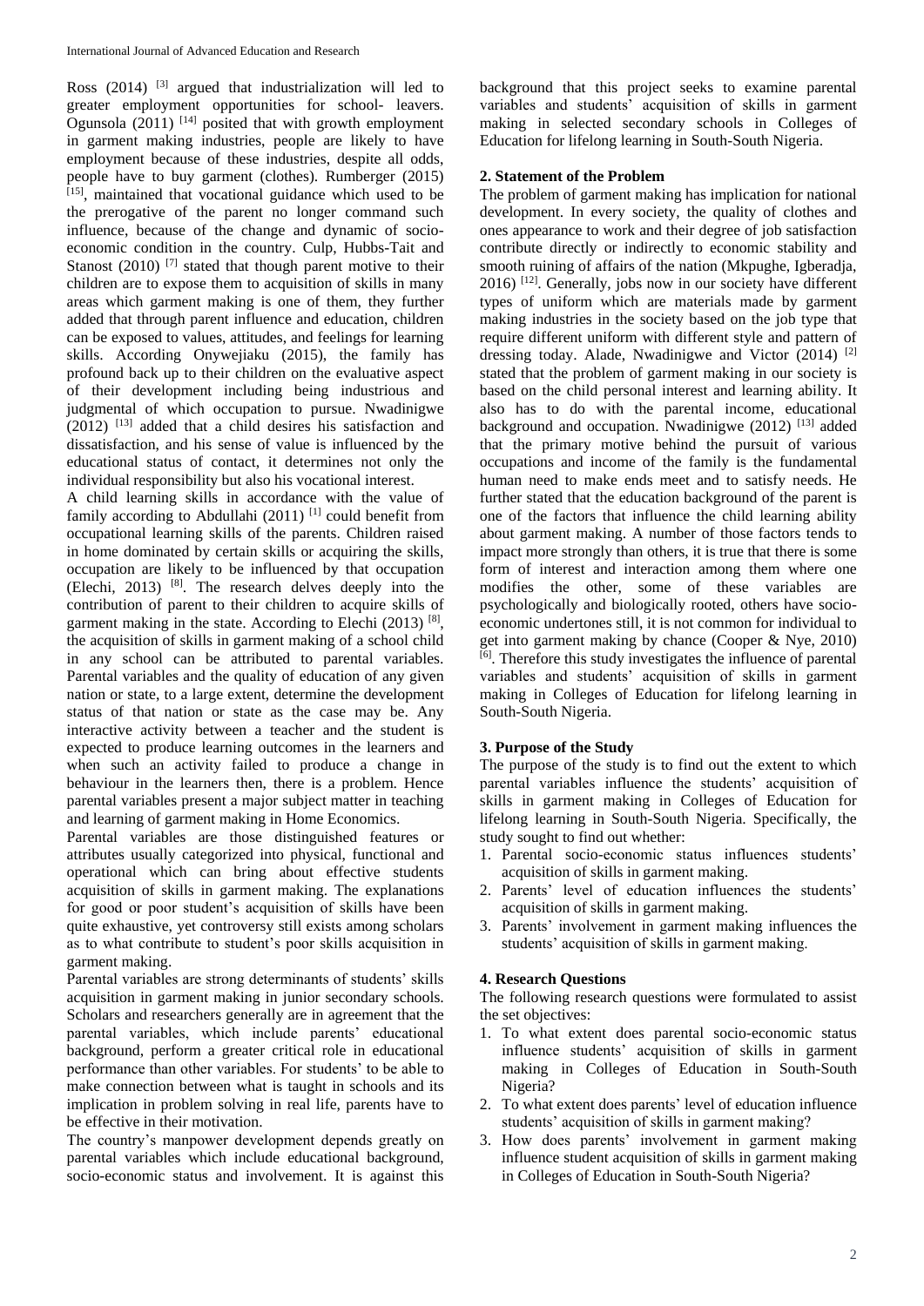Ross (2014) [3] argued that industrialization will led to greater employment opportunities for school- leavers. Ogunsola (2011) [14] posited that with growth employment in garment making industries, people are likely to have employment because of these industries, despite all odds, people have to buy garment (clothes). Rumberger (2015) [15], maintained that vocational guidance which used to be the prerogative of the parent no longer command such influence, because of the change and dynamic of socio-economic condition in the country. Culp, Hubbs-Tait and Stanost (2010) [7] stated that though parent motive to their children are to expose them to acquisition of skills in many areas which garment making is one of them, they further added that through parent influence and education, children can be exposed to values, attitudes, and feelings for learning skills. According Onywejiaku (2015), the family has profound back up to their children on the evaluative aspect of their development including being industrious and judgmental of which occupation to pursue. Nwadinigwe (2012) [13] added that a child desires his satisfaction and dissatisfaction, and his sense of value is influenced by the educational status of contact, it determines not only the individual responsibility but also his vocational interest.

A child learning skills in accordance with the value of family according to Abdullahi (2011) [1] could benefit from occupational learning skills of the parents. Children raised in home dominated by certain skills or acquiring the skills, occupation are likely to be influenced by that occupation (Elechi, 2013) [8]. The research delves deeply into the contribution of parent to their children to acquire skills of garment making in the state. According to Elechi (2013) [8], the acquisition of skills in garment making of a school child in any school can be attributed to parental variables. Parental variables and the quality of education of any given nation or state, to a large extent, determine the development status of that nation or state as the case may be. Any interactive activity between a teacher and the student is expected to produce learning outcomes in the learners and when such an activity failed to produce a change in behaviour in the learners then, there is a problem. Hence parental variables present a major subject matter in teaching and learning of garment making in Home Economics.

Parental variables are those distinguished features or attributes usually categorized into physical, functional and operational which can bring about effective students acquisition of skills in garment making. The explanations for good or poor student's acquisition of skills have been quite exhaustive, yet controversy still exists among scholars as to what contribute to student's poor skills acquisition in garment making.

Parental variables are strong determinants of students' skills acquisition in garment making in junior secondary schools. Scholars and researchers generally are in agreement that the parental variables, which include parents' educational background, perform a greater critical role in educational performance than other variables. For students' to be able to make connection between what is taught in schools and its implication in problem solving in real life, parents have to be effective in their motivation.

The country's manpower development depends greatly on parental variables which include educational background, socio-economic status and involvement. It is against this background that this project seeks to examine parental variables and students' acquisition of skills in garment making in selected secondary schools in Colleges of Education for lifelong learning in South-South Nigeria.

## 2. Statement of the Problem

The problem of garment making has implication for national development. In every society, the quality of clothes and ones appearance to work and their degree of job satisfaction contribute directly or indirectly to economic stability and smooth ruining of affairs of the nation (Mkpughe, Igberadja, 2016) [12]. Generally, jobs now in our society have different types of uniform which are materials made by garment making industries in the society based on the job type that require different uniform with different style and pattern of dressing today. Alade, Nwadinigwe and Victor (2014) [2] stated that the problem of garment making in our society is based on the child personal interest and learning ability. It also has to do with the parental income, educational background and occupation. Nwadinigwe (2012) [13] added that the primary motive behind the pursuit of various occupations and income of the family is the fundamental human need to make ends meet and to satisfy needs. He further stated that the education background of the parent is one of the factors that influence the child learning ability about garment making. A number of those factors tends to impact more strongly than others, it is true that there is some form of interest and interaction among them where one modifies the other, some of these variables are psychologically and biologically rooted, others have socio-economic undertones still, it is not common for individual to get into garment making by chance (Cooper & Nye, 2010) [6]. Therefore this study investigates the influence of parental variables and students' acquisition of skills in garment making in Colleges of Education for lifelong learning in South-South Nigeria.

## 3. Purpose of the Study

The purpose of the study is to find out the extent to which parental variables influence the students' acquisition of skills in garment making in Colleges of Education for lifelong learning in South-South Nigeria. Specifically, the study sought to find out whether:

1. Parental socio-economic status influences students' acquisition of skills in garment making.
2. Parents' level of education influences the students' acquisition of skills in garment making.
3. Parents' involvement in garment making influences the students' acquisition of skills in garment making.

## 4. Research Questions

The following research questions were formulated to assist the set objectives:

1. To what extent does parental socio-economic status influence students' acquisition of skills in garment making in Colleges of Education in South-South Nigeria?
2. To what extent does parents' level of education influence students' acquisition of skills in garment making?
3. How does parents' involvement in garment making influence student acquisition of skills in garment making in Colleges of Education in South-South Nigeria?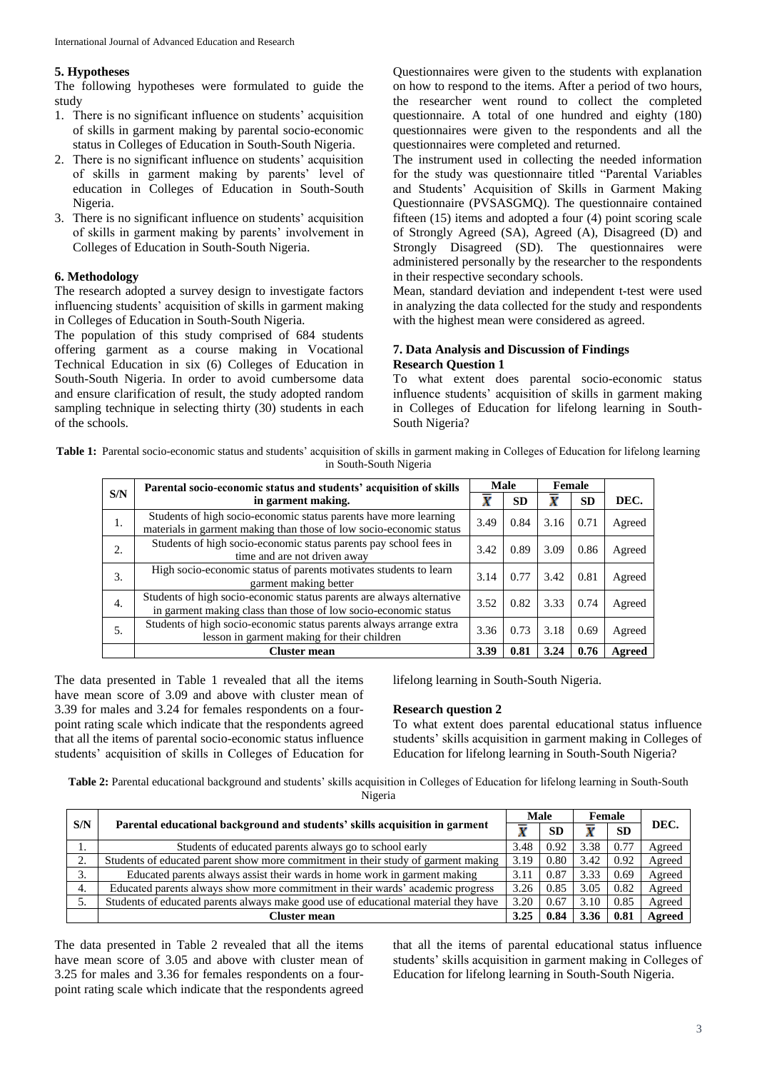### 5. Hypotheses

The following hypotheses were formulated to guide the study

1. There is no significant influence on students' acquisition of skills in garment making by parental socio-economic status in Colleges of Education in South-South Nigeria.
2. There is no significant influence on students' acquisition of skills in garment making by parents' level of education in Colleges of Education in South-South Nigeria.
3. There is no significant influence on students' acquisition of skills in garment making by parents' involvement in Colleges of Education in South-South Nigeria.

### 6. Methodology

The research adopted a survey design to investigate factors influencing students' acquisition of skills in garment making in Colleges of Education in South-South Nigeria.

The population of this study comprised of 684 students offering garment as a course making in Vocational Technical Education in six (6) Colleges of Education in South-South Nigeria. In order to avoid cumbersome data and ensure clarification of result, the study adopted random sampling technique in selecting thirty (30) students in each of the schools.

Questionnaires were given to the students with explanation on how to respond to the items. After a period of two hours, the researcher went round to collect the completed questionnaire. A total of one hundred and eighty (180) questionnaires were given to the respondents and all the questionnaires were completed and returned.

The instrument used in collecting the needed information for the study was questionnaire titled "Parental Variables and Students' Acquisition of Skills in Garment Making Questionnaire (PVSASGMQ). The questionnaire contained fifteen (15) items and adopted a four (4) point scoring scale of Strongly Agreed (SA), Agreed (A), Disagreed (D) and Strongly Disagreed (SD). The questionnaires were administered personally by the researcher to the respondents in their respective secondary schools.

Mean, standard deviation and independent t-test were used in analyzing the data collected for the study and respondents with the highest mean were considered as agreed.

### 7. Data Analysis and Discussion of Findings

**Research Question 1**

To what extent does parental socio-economic status influence students' acquisition of skills in garment making in Colleges of Education for lifelong learning in South-South Nigeria?

**Table 1:** Parental socio-economic status and students' acquisition of skills in garment making in Colleges of Education for lifelong learning in South-South Nigeria

| S/N | Parental socio-economic status and students' acquisition of skills in garment making. | Male | | Female | | DEC. |
|---|---|---|---|---|---|---|
| | | $\bar{X}$ | SD | $\bar{X}$ | SD | |
| 1. | Students of high socio-economic status parents have more learning materials in garment making than those of low socio-economic status | 3.49 | 0.84 | 3.16 | 0.71 | Agreed |
| 2. | Students of high socio-economic status parents pay school fees in time and are not driven away | 3.42 | 0.89 | 3.09 | 0.86 | Agreed |
| 3. | High socio-economic status of parents motivates students to learn garment making better | 3.14 | 0.77 | 3.42 | 0.81 | Agreed |
| 4. | Students of high socio-economic status parents are always alternative in garment making class than those of low socio-economic status | 3.52 | 0.82 | 3.33 | 0.74 | Agreed |
| 5. | Students of high socio-economic status parents always arrange extra lesson in garment making for their children | 3.36 | 0.73 | 3.18 | 0.69 | Agreed |
| | **Cluster mean** | **3.39** | **0.81** | **3.24** | **0.76** | **Agreed** |

The data presented in Table 1 revealed that all the items have mean score of 3.09 and above with cluster mean of 3.39 for males and 3.24 for females respondents on a four-point rating scale which indicate that the respondents agreed that all the items of parental socio-economic status influence students' acquisition of skills in Colleges of Education for lifelong learning in South-South Nigeria.

**Research question 2**

To what extent does parental educational status influence students' skills acquisition in garment making in Colleges of Education for lifelong learning in South-South Nigeria?

**Table 2:** Parental educational background and students' skills acquisition in Colleges of Education for lifelong learning in South-South Nigeria

| S/N | Parental educational background and students' skills acquisition in garment | Male | | Female | | DEC. |
|---|---|---|---|---|---|---|
| | | $\bar{X}$ | SD | $\bar{X}$ | SD | |
| 1. | Students of educated parents always go to school early | 3.48 | 0.92 | 3.38 | 0.77 | Agreed |
| 2. | Students of educated parent show more commitment in their study of garment making | 3.19 | 0.80 | 3.42 | 0.92 | Agreed |
| 3. | Educated parents always assist their wards in home work in garment making | 3.11 | 0.87 | 3.33 | 0.69 | Agreed |
| 4. | Educated parents always show more commitment in their wards' academic progress | 3.26 | 0.85 | 3.05 | 0.82 | Agreed |
| 5. | Students of educated parents always make good use of educational material they have | 3.20 | 0.67 | 3.10 | 0.85 | Agreed |
| | **Cluster mean** | **3.25** | **0.84** | **3.36** | **0.81** | **Agreed** |

The data presented in Table 2 revealed that all the items have mean score of 3.05 and above with cluster mean of 3.25 for males and 3.36 for females respondents on a four-point rating scale which indicate that the respondents agreed that all the items of parental educational status influence students' skills acquisition in garment making in Colleges of Education for lifelong learning in South-South Nigeria.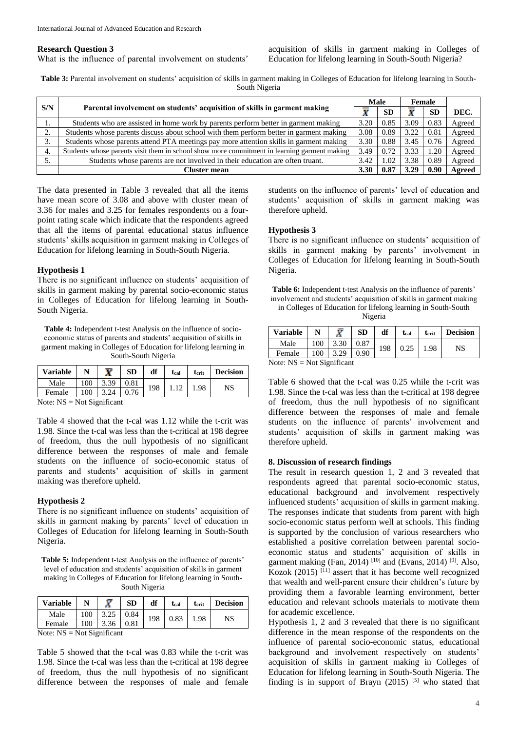### Research Question 3

What is the influence of parental involvement on students' acquisition of skills in garment making in Colleges of Education for lifelong learning in South-South Nigeria?

**Table 3:** Parental involvement on students' acquisition of skills in garment making in Colleges of Education for lifelong learning in South-South Nigeria

| S/N | Parental involvement on students' acquisition of skills in garment making | Male | | Female | | DEC. |
|---|---|---|---|---|---|---|
| | | $\bar{X}$ | SD | $\bar{X}$ | SD | |
| 1. | Students who are assisted in home work by parents perform better in garment making | 3.20 | 0.85 | 3.09 | 0.83 | Agreed |
| 2. | Students whose parents discuss about school with them perform better in garment making | 3.08 | 0.89 | 3.22 | 0.81 | Agreed |
| 3. | Students whose parents attend PTA meetings pay more attention skills in garment making | 3.30 | 0.88 | 3.45 | 0.76 | Agreed |
| 4. | Students whose parents visit them in school show more commitment in learning garment making | 3.49 | 0.72 | 3.33 | 1.20 | Agreed |
| 5. | Students whose parents are not involved in their education are often truant. | 3.42 | 1.02 | 3.38 | 0.89 | Agreed |
| | **Cluster mean** | **3.30** | **0.87** | **3.29** | **0.90** | **Agreed** |

The data presented in Table 3 revealed that all the items have mean score of 3.08 and above with cluster mean of 3.36 for males and 3.25 for females respondents on a four-point rating scale which indicate that the respondents agreed that all the items of parental educational status influence students' skills acquisition in garment making in Colleges of Education for lifelong learning in South-South Nigeria.

### Hypothesis 1

There is no significant influence on students' acquisition of skills in garment making by parental socio-economic status in Colleges of Education for lifelong learning in South-South Nigeria.

**Table 4:** Independent t-test Analysis on the influence of socio-economic status of parents and students' acquisition of skills in garment making in Colleges of Education for lifelong learning in South-South Nigeria

| Variable | N | $\bar{X}$ | SD | df | $t_{cal}$ | $t_{crit}$ | Decision |
|---|---|---|---|---|---|---|---|
| Male | 100 | 3.39 | 0.81 | 198 | 1.12 | 1.98 | NS |
| Female | 100 | 3.24 | 0.76 | | | | |

Note: NS = Not Significant

Table 4 showed that the t-cal was 1.12 while the t-crit was 1.98. Since the t-cal was less than the t-critical at 198 degree of freedom, thus the null hypothesis of no significant difference between the responses of male and female students on the influence of socio-economic status of parents and students' acquisition of skills in garment making was therefore upheld.

### Hypothesis 2

There is no significant influence on students' acquisition of skills in garment making by parents' level of education in Colleges of Education for lifelong learning in South-South Nigeria.

**Table 5:** Independent t-test Analysis on the influence of parents' level of education and students' acquisition of skills in garment making in Colleges of Education for lifelong learning in South-South Nigeria

| Variable | N | $\bar{X}$ | SD | df | $t_{cal}$ | $t_{crit}$ | Decision |
|---|---|---|---|---|---|---|---|
| Male | 100 | 3.25 | 0.84 | 198 | 0.83 | 1.98 | NS |
| Female | 100 | 3.36 | 0.81 | | | | |

Note: NS = Not Significant

Table 5 showed that the t-cal was 0.83 while the t-crit was 1.98. Since the t-cal was less than the t-critical at 198 degree of freedom, thus the null hypothesis of no significant difference between the responses of male and female students on the influence of parents' level of education and students' acquisition of skills in garment making was therefore upheld.

### Hypothesis 3

There is no significant influence on students' acquisition of skills in garment making by parents' involvement in Colleges of Education for lifelong learning in South-South Nigeria.

**Table 6:** Independent t-test Analysis on the influence of parents' involvement and students' acquisition of skills in garment making in Colleges of Education for lifelong learning in South-South Nigeria

| Variable | N | $\bar{X}$ | SD | df | $t_{cal}$ | $t_{crit}$ | Decision |
|---|---|---|---|---|---|---|---|
| Male | 100 | 3.30 | 0.87 | 198 | 0.25 | 1.98 | NS |
| Female | 100 | 3.29 | 0.90 | | | | |

Note: NS = Not Significant

Table 6 showed that the t-cal was 0.25 while the t-crit was 1.98. Since the t-cal was less than the t-critical at 198 degree of freedom, thus the null hypothesis of no significant difference between the responses of male and female students on the influence of parents' involvement and students' acquisition of skills in garment making was therefore upheld.

## 8. Discussion of research findings

The result in research question 1, 2 and 3 revealed that respondents agreed that parental socio-economic status, educational background and involvement respectively influenced students' acquisition of skills in garment making. The responses indicate that students from parent with high socio-economic status perform well at schools. This finding is supported by the conclusion of various researchers who established a positive correlation between parental socio-economic status and students' acquisition of skills in garment making (Fan, 2014) [10] and (Evans, 2014) [9]. Also, Kozok (2015) [11] assert that it has become well recognized that wealth and well-parent ensure their children's future by providing them a favorable learning environment, better education and relevant schools materials to motivate them for academic excellence.

Hypothesis 1, 2 and 3 revealed that there is no significant difference in the mean response of the respondents on the influence of parental socio-economic status, educational background and involvement respectively on students' acquisition of skills in garment making in Colleges of Education for lifelong learning in South-South Nigeria. The finding is in support of Brayn (2015) [5] who stated that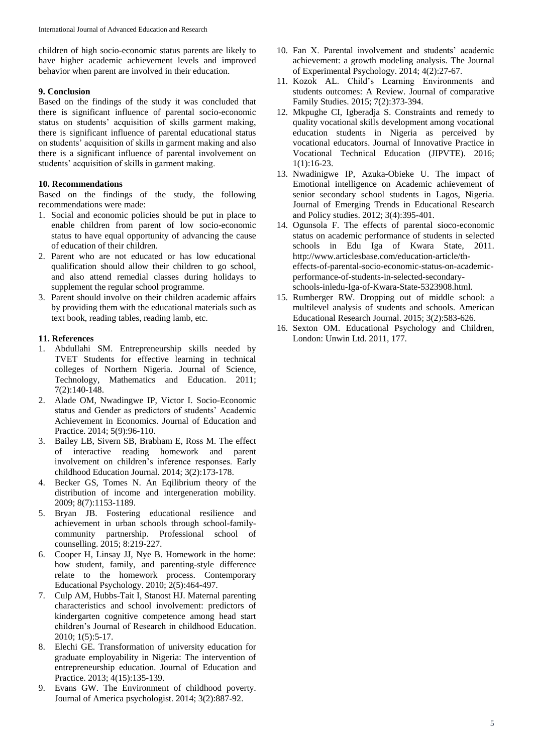children of high socio-economic status parents are likely to have higher academic achievement levels and improved behavior when parent are involved in their education.

### 9. Conclusion

Based on the findings of the study it was concluded that there is significant influence of parental socio-economic status on students' acquisition of skills garment making, there is significant influence of parental educational status on students' acquisition of skills in garment making and also there is a significant influence of parental involvement on students' acquisition of skills in garment making.

### 10. Recommendations

Based on the findings of the study, the following recommendations were made:

1. Social and economic policies should be put in place to enable children from parent of low socio-economic status to have equal opportunity of advancing the cause of education of their children.
2. Parent who are not educated or has low educational qualification should allow their children to go school, and also attend remedial classes during holidays to supplement the regular school programme.
3. Parent should involve on their children academic affairs by providing them with the educational materials such as text book, reading tables, reading lamb, etc.

### 11. References

1. Abdullahi SM. Entrepreneurship skills needed by TVET Students for effective learning in technical colleges of Northern Nigeria. Journal of Science, Technology, Mathematics and Education. 2011; 7(2):140-148.
2. Alade OM, Nwadingwe IP, Victor I. Socio-Economic status and Gender as predictors of students' Academic Achievement in Economics. Journal of Education and Practice. 2014; 5(9):96-110.
3. Bailey LB, Sivern SB, Brabham E, Ross M. The effect of interactive reading homework and parent involvement on children's inference responses. Early childhood Education Journal. 2014; 3(2):173-178.
4. Becker GS, Tomes N. An Eqilibrium theory of the distribution of income and intergeneration mobility. 2009; 8(7):1153-1189.
5. Bryan JB. Fostering educational resilience and achievement in urban schools through school-family-community partnership. Professional school of counselling. 2015; 8:219-227.
6. Cooper H, Linsay JJ, Nye B. Homework in the home: how student, family, and parenting-style difference relate to the homework process. Contemporary Educational Psychology. 2010; 2(5):464-497.
7. Culp AM, Hubbs-Tait I, Stanost HJ. Maternal parenting characteristics and school involvement: predictors of kindergarten cognitive competence among head start children's Journal of Research in childhood Education. 2010; 1(5):5-17.
8. Elechi GE. Transformation of university education for graduate employability in Nigeria: The intervention of entrepreneurship education. Journal of Education and Practice. 2013; 4(15):135-139.
9. Evans GW. The Environment of childhood poverty. Journal of America psychologist. 2014; 3(2):887-92.
10. Fan X. Parental involvement and students' academic achievement: a growth modeling analysis. The Journal of Experimental Psychology. 2014; 4(2):27-67.
11. Kozok AL. Child's Learning Environments and students outcomes: A Review. Journal of comparative Family Studies. 2015; 7(2):373-394.
12. Mkpughe CI, Igberadja S. Constraints and remedy to quality vocational skills development among vocational education students in Nigeria as perceived by vocational educators. Journal of Innovative Practice in Vocational Technical Education (JIPVTE). 2016; 1(1):16-23.
13. Nwadinigwe IP, Azuka-Obieke U. The impact of Emotional intelligence on Academic achievement of senior secondary school students in Lagos, Nigeria. Journal of Emerging Trends in Educational Research and Policy studies. 2012; 3(4):395-401.
14. Ogunsola F. The effects of parental sioco-economic status on academic performance of students in selected schools in Edu Iga of Kwara State, 2011. http://www.articlesbase.com/education-article/th-effects-of-parental-socio-economic-status-on-academic-performance-of-students-in-selected-secondary-schools-inledu-Iga-of-Kwara-State-5323908.html.
15. Rumberger RW. Dropping out of middle school: a multilevel analysis of students and schools. American Educational Research Journal. 2015; 3(2):583-626.
16. Sexton OM. Educational Psychology and Children, London: Unwin Ltd. 2011, 177.